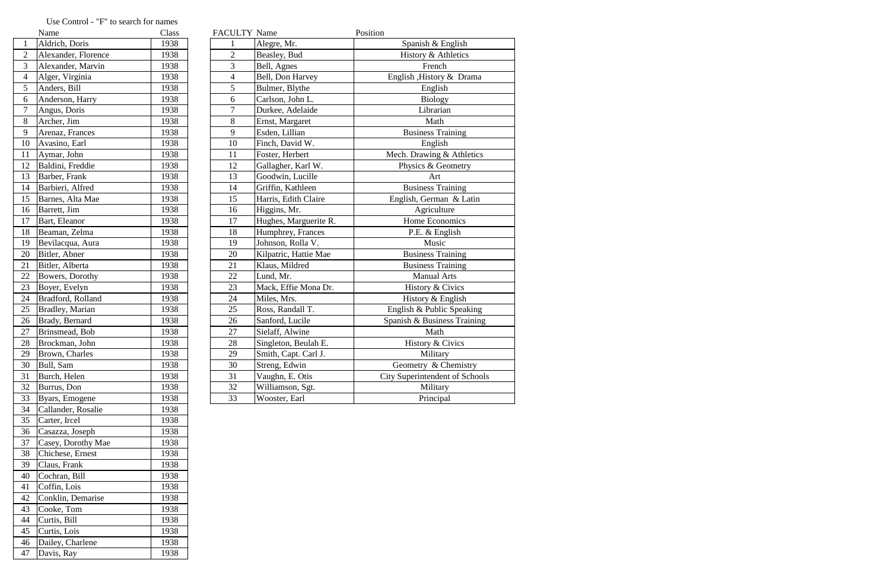Use Control - "F" to search for names

|  | Name | Class |
|---|---|---|
| 1 | Aldrich, Doris | 1938 |
| 2 | Alexander, Florence | 1938 |
| 3 | Alexander, Marvin | 1938 |
| 4 | Alger, Virginia | 1938 |
| 5 | Anders, Bill | 1938 |
| 6 | Anderson, Harry | 1938 |
| 7 | Angus, Doris | 1938 |
| 8 | Archer, Jim | 1938 |
| 9 | Arenaz, Frances | 1938 |
| 10 | Avasino, Earl | 1938 |
| 11 | Aymar, John | 1938 |
| 12 | Baldini, Freddie | 1938 |
| 13 | Barber, Frank | 1938 |
| 14 | Barbieri, Alfred | 1938 |
| 15 | Barnes, Alta Mae | 1938 |
| 16 | Barrett, Jim | 1938 |
| 17 | Bart, Eleanor | 1938 |
| 18 | Beaman, Zelma | 1938 |
| 19 | Bevilacqua, Aura | 1938 |
| 20 | Bitler, Abner | 1938 |
| 21 | Bitler, Alberta | 1938 |
| 22 | Bowers, Dorothy | 1938 |
| 23 | Boyer, Evelyn | 1938 |
| 24 | Bradford, Rolland | 1938 |
| 25 | Bradley, Marian | 1938 |
| 26 | Brady, Bernard | 1938 |
| 27 | Brinsmead, Bob | 1938 |
| 28 | Brockman, John | 1938 |
| 29 | Brown, Charles | 1938 |
| 30 | Bull, Sam | 1938 |
| 31 | Burch, Helen | 1938 |
| 32 | Burrus, Don | 1938 |
| 33 | Byars, Emogene | 1938 |
| 34 | Callander, Rosalie | 1938 |
| 35 | Carter, Ircel | 1938 |
| 36 | Casazza, Joseph | 1938 |
| 37 | Casey, Dorothy Mae | 1938 |
| 38 | Chichese, Ernest | 1938 |
| 39 | Claus, Frank | 1938 |
| 40 | Cochran, Bill | 1938 |
| 41 | Coffin, Lois | 1938 |
| 42 | Conklin, Demarise | 1938 |
| 43 | Cooke, Tom | 1938 |
| 44 | Curtis, Bill | 1938 |
| 45 | Curtis, Lois | 1938 |
| 46 | Dailey, Charlene | 1938 |
| 47 | Davis, Ray | 1938 |

| FACULTY | Name | Position |
|---|---|---|
| 1 | Alegre, Mr. | Spanish & English |
| 2 | Beasley, Bud | History & Athletics |
| 3 | Bell, Agnes | French |
| 4 | Bell, Don Harvey | English ,History & Drama |
| 5 | Bulmer, Blythe | English |
| 6 | Carlson, John L. | Biology |
| 7 | Durkee, Adelaide | Librarian |
| 8 | Ernst, Margaret | Math |
| 9 | Esden, Lillian | Business Training |
| 10 | Finch, David W. | English |
| 11 | Foster, Herbert | Mech. Drawing & Athletics |
| 12 | Gallagher, Karl W. | Physics & Geometry |
| 13 | Goodwin, Lucille | Art |
| 14 | Griffin, Kathleen | Business Training |
| 15 | Harris, Edith Claire | English, German & Latin |
| 16 | Higgins, Mr. | Agriculture |
| 17 | Hughes, Marguerite R. | Home Economics |
| 18 | Humphrey, Frances | P.E. & English |
| 19 | Johnson, Rolla V. | Music |
| 20 | Kilpatric, Hattie Mae | Business Training |
| 21 | Klaus, Mildred | Business Training |
| 22 | Lund, Mr. | Manual Arts |
| 23 | Mack, Effie Mona Dr. | History & Civics |
| 24 | Miles, Mrs. | History & English |
| 25 | Ross, Randall T. | English & Public Speaking |
| 26 | Sanford, Lucile | Spanish & Business Training |
| 27 | Sielaff, Alwine | Math |
| 28 | Singleton, Beulah E. | History & Civics |
| 29 | Smith, Capt. Carl J. | Military |
| 30 | Streng, Edwin | Geometry & Chemistry |
| 31 | Vaughn, E. Otis | City Superintendent of Schools |
| 32 | Williamson, Sgt. | Military |
| 33 | Wooster, Earl | Principal |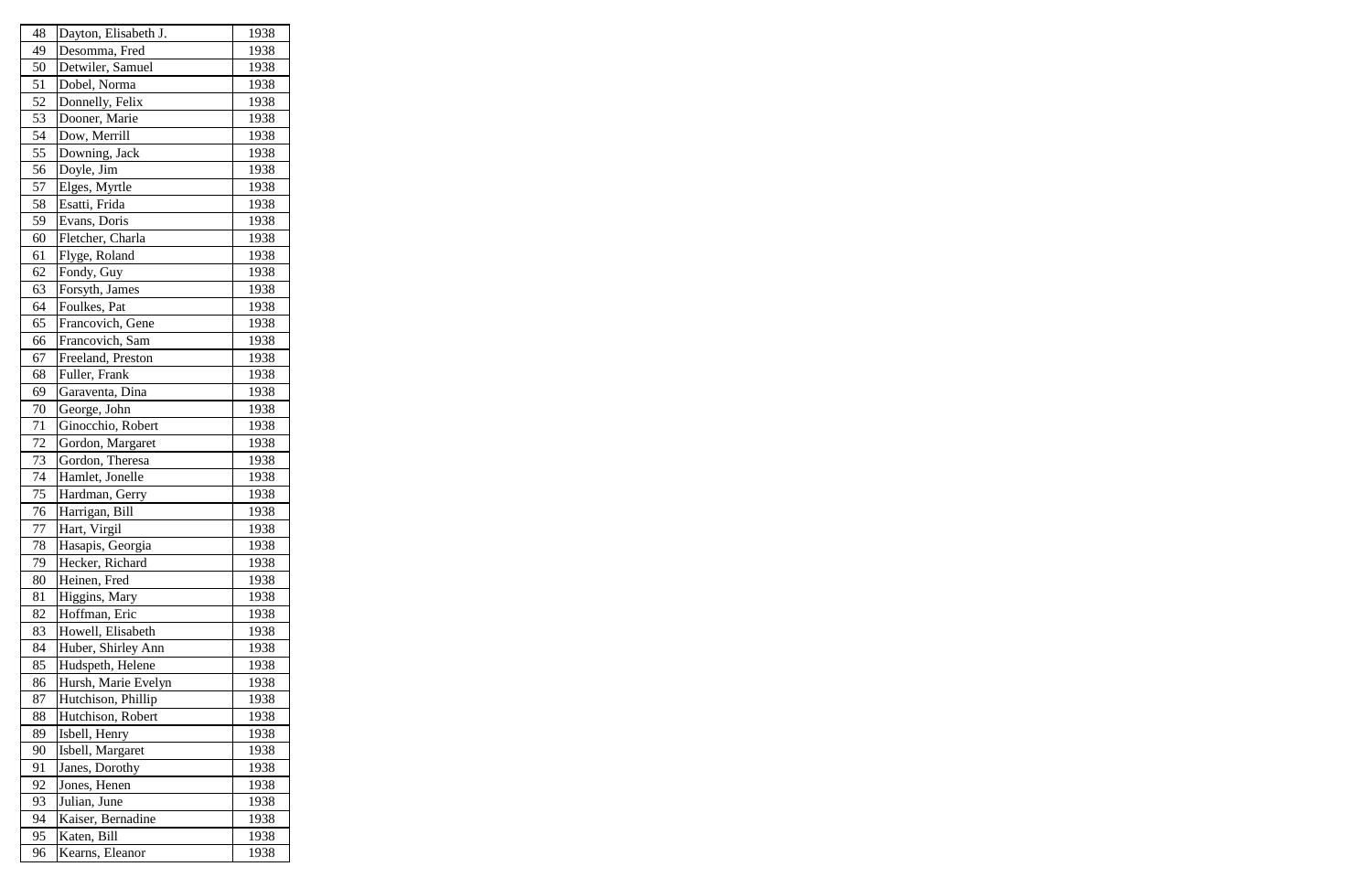| | | |
|---|---|---|
| 48 | Dayton, Elisabeth J. | 1938 |
| 49 | Desomma, Fred | 1938 |
| 50 | Detwiler, Samuel | 1938 |
| 51 | Dobel, Norma | 1938 |
| 52 | Donnelly, Felix | 1938 |
| 53 | Dooner, Marie | 1938 |
| 54 | Dow, Merrill | 1938 |
| 55 | Downing, Jack | 1938 |
| 56 | Doyle, Jim | 1938 |
| 57 | Elges, Myrtle | 1938 |
| 58 | Esatti, Frida | 1938 |
| 59 | Evans, Doris | 1938 |
| 60 | Fletcher, Charla | 1938 |
| 61 | Flyge, Roland | 1938 |
| 62 | Fondy, Guy | 1938 |
| 63 | Forsyth, James | 1938 |
| 64 | Foulkes, Pat | 1938 |
| 65 | Francovich, Gene | 1938 |
| 66 | Francovich, Sam | 1938 |
| 67 | Freeland, Preston | 1938 |
| 68 | Fuller, Frank | 1938 |
| 69 | Garaventa, Dina | 1938 |
| 70 | George, John | 1938 |
| 71 | Ginocchio, Robert | 1938 |
| 72 | Gordon, Margaret | 1938 |
| 73 | Gordon, Theresa | 1938 |
| 74 | Hamlet, Jonelle | 1938 |
| 75 | Hardman, Gerry | 1938 |
| 76 | Harrigan, Bill | 1938 |
| 77 | Hart, Virgil | 1938 |
| 78 | Hasapis, Georgia | 1938 |
| 79 | Hecker, Richard | 1938 |
| 80 | Heinen, Fred | 1938 |
| 81 | Higgins, Mary | 1938 |
| 82 | Hoffman, Eric | 1938 |
| 83 | Howell, Elisabeth | 1938 |
| 84 | Huber, Shirley Ann | 1938 |
| 85 | Hudspeth, Helene | 1938 |
| 86 | Hursh, Marie Evelyn | 1938 |
| 87 | Hutchison, Phillip | 1938 |
| 88 | Hutchison, Robert | 1938 |
| 89 | Isbell, Henry | 1938 |
| 90 | Isbell, Margaret | 1938 |
| 91 | Janes, Dorothy | 1938 |
| 92 | Jones, Henen | 1938 |
| 93 | Julian, June | 1938 |
| 94 | Kaiser, Bernadine | 1938 |
| 95 | Katen, Bill | 1938 |
| 96 | Kearns, Eleanor | 1938 |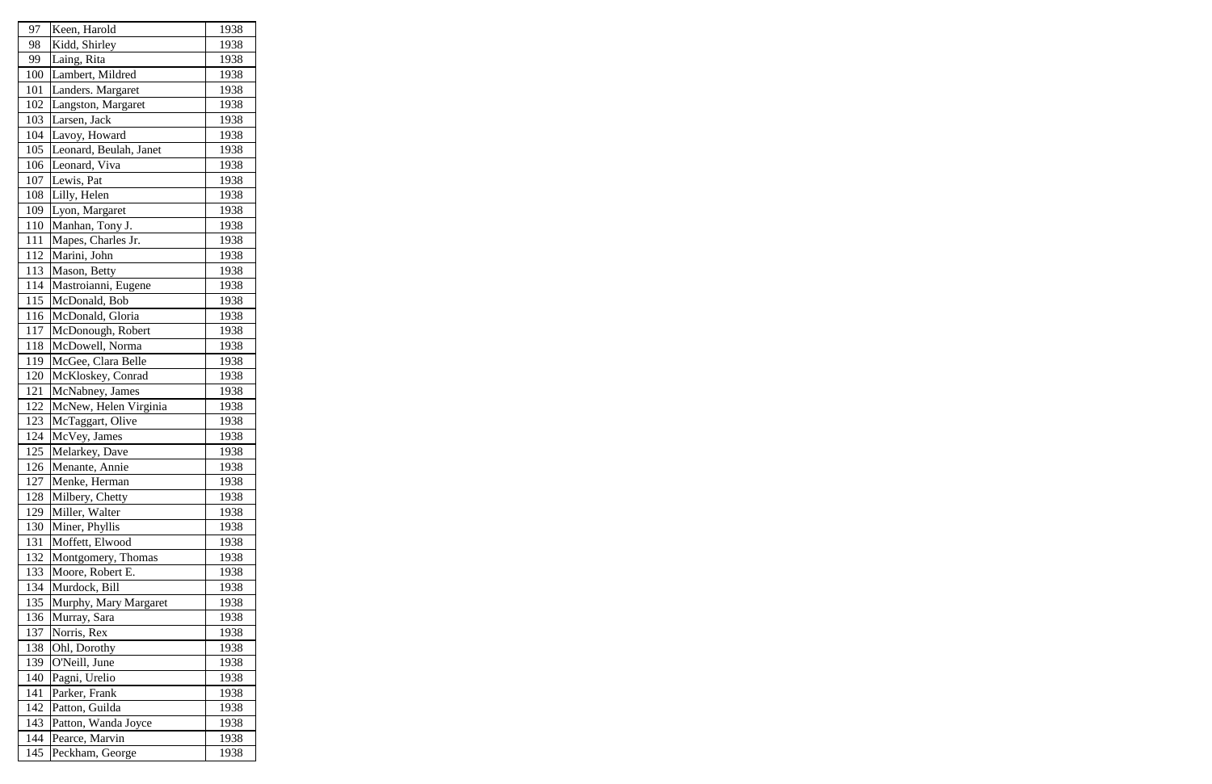| | | |
|---|---|---|
| 97 | Keen, Harold | 1938 |
| 98 | Kidd, Shirley | 1938 |
| 99 | Laing, Rita | 1938 |
| 100 | Lambert, Mildred | 1938 |
| 101 | Landers. Margaret | 1938 |
| 102 | Langston, Margaret | 1938 |
| 103 | Larsen, Jack | 1938 |
| 104 | Lavoy, Howard | 1938 |
| 105 | Leonard, Beulah, Janet | 1938 |
| 106 | Leonard, Viva | 1938 |
| 107 | Lewis, Pat | 1938 |
| 108 | Lilly, Helen | 1938 |
| 109 | Lyon, Margaret | 1938 |
| 110 | Manhan, Tony J. | 1938 |
| 111 | Mapes, Charles Jr. | 1938 |
| 112 | Marini, John | 1938 |
| 113 | Mason, Betty | 1938 |
| 114 | Mastroianni, Eugene | 1938 |
| 115 | McDonald, Bob | 1938 |
| 116 | McDonald, Gloria | 1938 |
| 117 | McDonough, Robert | 1938 |
| 118 | McDowell, Norma | 1938 |
| 119 | McGee, Clara Belle | 1938 |
| 120 | McKloskey, Conrad | 1938 |
| 121 | McNabney, James | 1938 |
| 122 | McNew, Helen Virginia | 1938 |
| 123 | McTaggart, Olive | 1938 |
| 124 | McVey, James | 1938 |
| 125 | Melarkey, Dave | 1938 |
| 126 | Menante, Annie | 1938 |
| 127 | Menke, Herman | 1938 |
| 128 | Milbery, Chetty | 1938 |
| 129 | Miller, Walter | 1938 |
| 130 | Miner, Phyllis | 1938 |
| 131 | Moffett, Elwood | 1938 |
| 132 | Montgomery, Thomas | 1938 |
| 133 | Moore, Robert E. | 1938 |
| 134 | Murdock, Bill | 1938 |
| 135 | Murphy, Mary Margaret | 1938 |
| 136 | Murray, Sara | 1938 |
| 137 | Norris, Rex | 1938 |
| 138 | Ohl, Dorothy | 1938 |
| 139 | O'Neill, June | 1938 |
| 140 | Pagni, Urelio | 1938 |
| 141 | Parker, Frank | 1938 |
| 142 | Patton, Guilda | 1938 |
| 143 | Patton, Wanda Joyce | 1938 |
| 144 | Pearce, Marvin | 1938 |
| 145 | Peckham, George | 1938 |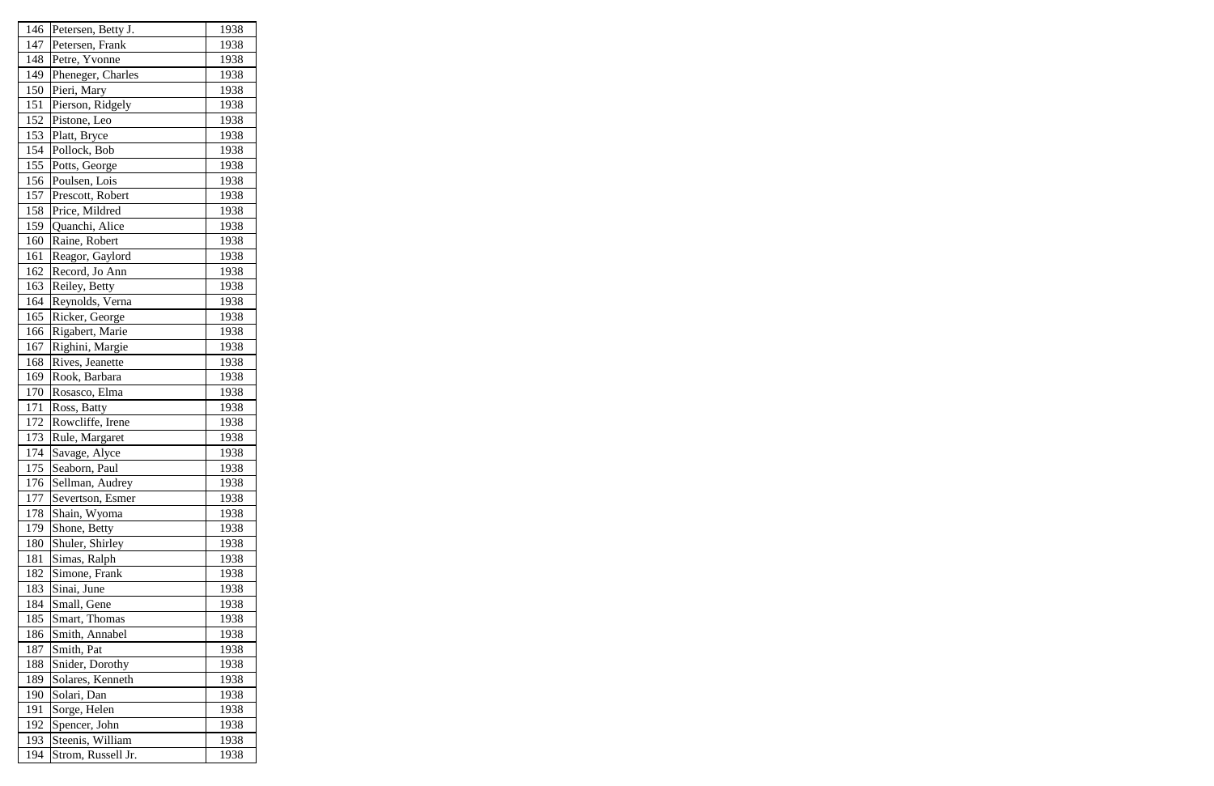| | | |
|---|---|---|
| 146 | Petersen, Betty J. | 1938 |
| 147 | Petersen, Frank | 1938 |
| 148 | Petre, Yvonne | 1938 |
| 149 | Pheneger, Charles | 1938 |
| 150 | Pieri, Mary | 1938 |
| 151 | Pierson, Ridgely | 1938 |
| 152 | Pistone, Leo | 1938 |
| 153 | Platt, Bryce | 1938 |
| 154 | Pollock, Bob | 1938 |
| 155 | Potts, George | 1938 |
| 156 | Poulsen, Lois | 1938 |
| 157 | Prescott, Robert | 1938 |
| 158 | Price, Mildred | 1938 |
| 159 | Quanchi, Alice | 1938 |
| 160 | Raine, Robert | 1938 |
| 161 | Reagor, Gaylord | 1938 |
| 162 | Record, Jo Ann | 1938 |
| 163 | Reiley, Betty | 1938 |
| 164 | Reynolds, Verna | 1938 |
| 165 | Ricker, George | 1938 |
| 166 | Rigabert, Marie | 1938 |
| 167 | Righini, Margie | 1938 |
| 168 | Rives, Jeanette | 1938 |
| 169 | Rook, Barbara | 1938 |
| 170 | Rosasco, Elma | 1938 |
| 171 | Ross, Batty | 1938 |
| 172 | Rowcliffe, Irene | 1938 |
| 173 | Rule, Margaret | 1938 |
| 174 | Savage, Alyce | 1938 |
| 175 | Seaborn, Paul | 1938 |
| 176 | Sellman, Audrey | 1938 |
| 177 | Severtson, Esmer | 1938 |
| 178 | Shain, Wyoma | 1938 |
| 179 | Shone, Betty | 1938 |
| 180 | Shuler, Shirley | 1938 |
| 181 | Simas, Ralph | 1938 |
| 182 | Simone, Frank | 1938 |
| 183 | Sinai, June | 1938 |
| 184 | Small, Gene | 1938 |
| 185 | Smart, Thomas | 1938 |
| 186 | Smith, Annabel | 1938 |
| 187 | Smith, Pat | 1938 |
| 188 | Snider, Dorothy | 1938 |
| 189 | Solares, Kenneth | 1938 |
| 190 | Solari, Dan | 1938 |
| 191 | Sorge, Helen | 1938 |
| 192 | Spencer, John | 1938 |
| 193 | Steenis, William | 1938 |
| 194 | Strom, Russell Jr. | 1938 |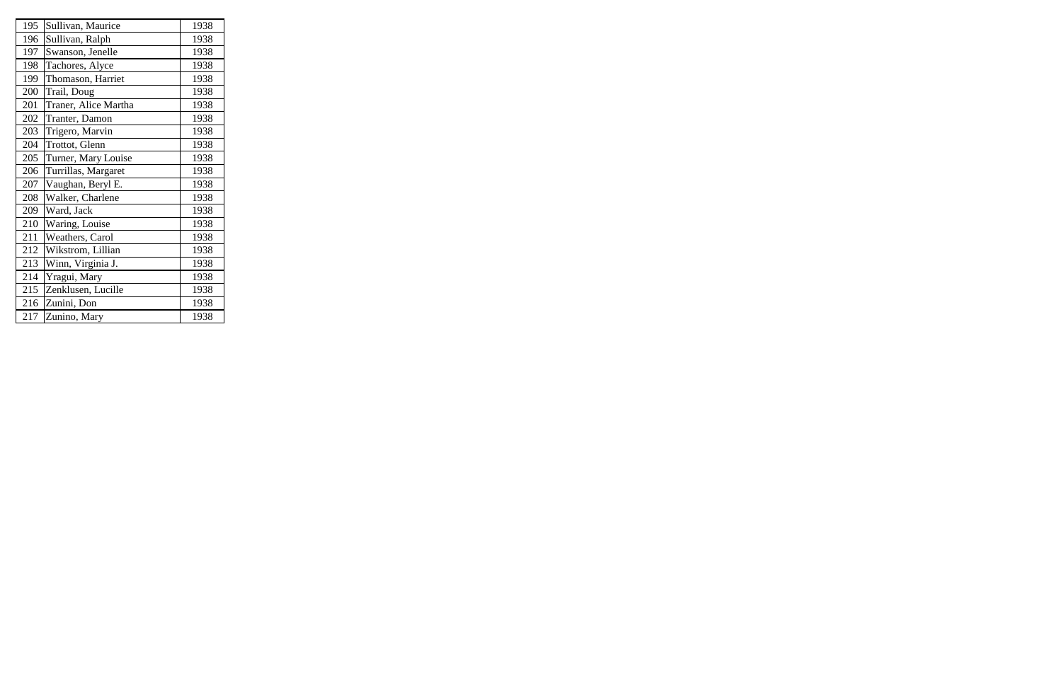| | | |
|---|---|---|
| 195 | Sullivan, Maurice | 1938 |
| 196 | Sullivan, Ralph | 1938 |
| 197 | Swanson, Jenelle | 1938 |
| 198 | Tachores, Alyce | 1938 |
| 199 | Thomason, Harriet | 1938 |
| 200 | Trail, Doug | 1938 |
| 201 | Traner, Alice Martha | 1938 |
| 202 | Tranter, Damon | 1938 |
| 203 | Trigero, Marvin | 1938 |
| 204 | Trottot, Glenn | 1938 |
| 205 | Turner, Mary Louise | 1938 |
| 206 | Turrillas, Margaret | 1938 |
| 207 | Vaughan, Beryl E. | 1938 |
| 208 | Walker, Charlene | 1938 |
| 209 | Ward, Jack | 1938 |
| 210 | Waring, Louise | 1938 |
| 211 | Weathers, Carol | 1938 |
| 212 | Wikstrom, Lillian | 1938 |
| 213 | Winn, Virginia J. | 1938 |
| 214 | Yragui, Mary | 1938 |
| 215 | Zenklusen, Lucille | 1938 |
| 216 | Zunini, Don | 1938 |
| 217 | Zunino, Mary | 1938 |